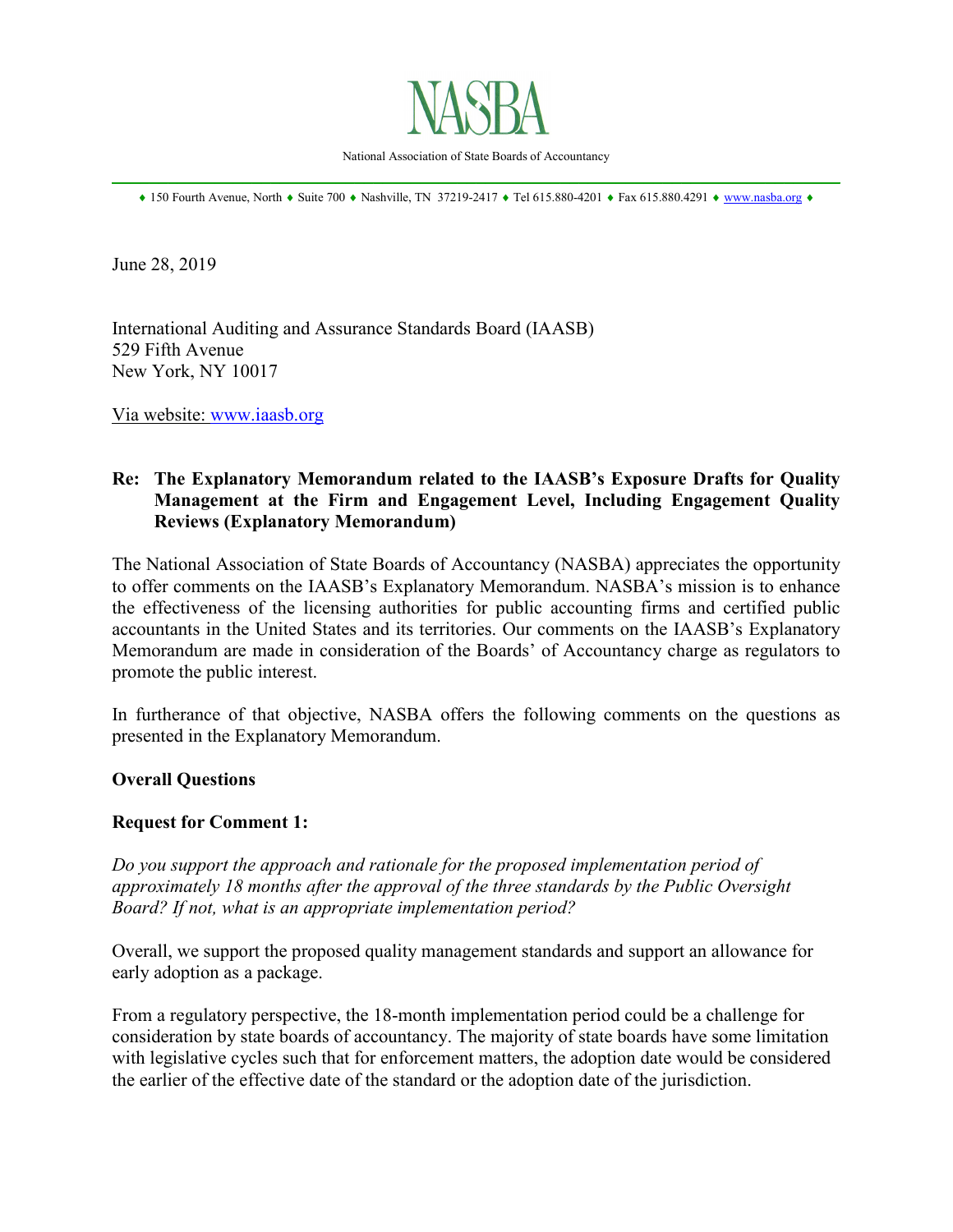# NASBA

National Association of State Boards of Accountancy

♦ 150 Fourth Avenue, North ♦ Suite 700 ♦ Nashville, TN 37219-2417 ♦ Tel 615.880-4201 ♦ Fax 615.880.4291 ♦ www.nasba.org ♦

June 28, 2019

International Auditing and Assurance Standards Board (IAASB)
529 Fifth Avenue
New York, NY 10017

Via website: www.iaasb.org

**Re: The Explanatory Memorandum related to the IAASB's Exposure Drafts for Quality Management at the Firm and Engagement Level, Including Engagement Quality Reviews (Explanatory Memorandum)**

The National Association of State Boards of Accountancy (NASBA) appreciates the opportunity to offer comments on the IAASB's Explanatory Memorandum. NASBA's mission is to enhance the effectiveness of the licensing authorities for public accounting firms and certified public accountants in the United States and its territories. Our comments on the IAASB's Explanatory Memorandum are made in consideration of the Boards' of Accountancy charge as regulators to promote the public interest.

In furtherance of that objective, NASBA offers the following comments on the questions as presented in the Explanatory Memorandum.

**Overall Questions**

**Request for Comment 1:**

*Do you support the approach and rationale for the proposed implementation period of approximately 18 months after the approval of the three standards by the Public Oversight Board? If not, what is an appropriate implementation period?*

Overall, we support the proposed quality management standards and support an allowance for early adoption as a package.

From a regulatory perspective, the 18-month implementation period could be a challenge for consideration by state boards of accountancy. The majority of state boards have some limitation with legislative cycles such that for enforcement matters, the adoption date would be considered the earlier of the effective date of the standard or the adoption date of the jurisdiction.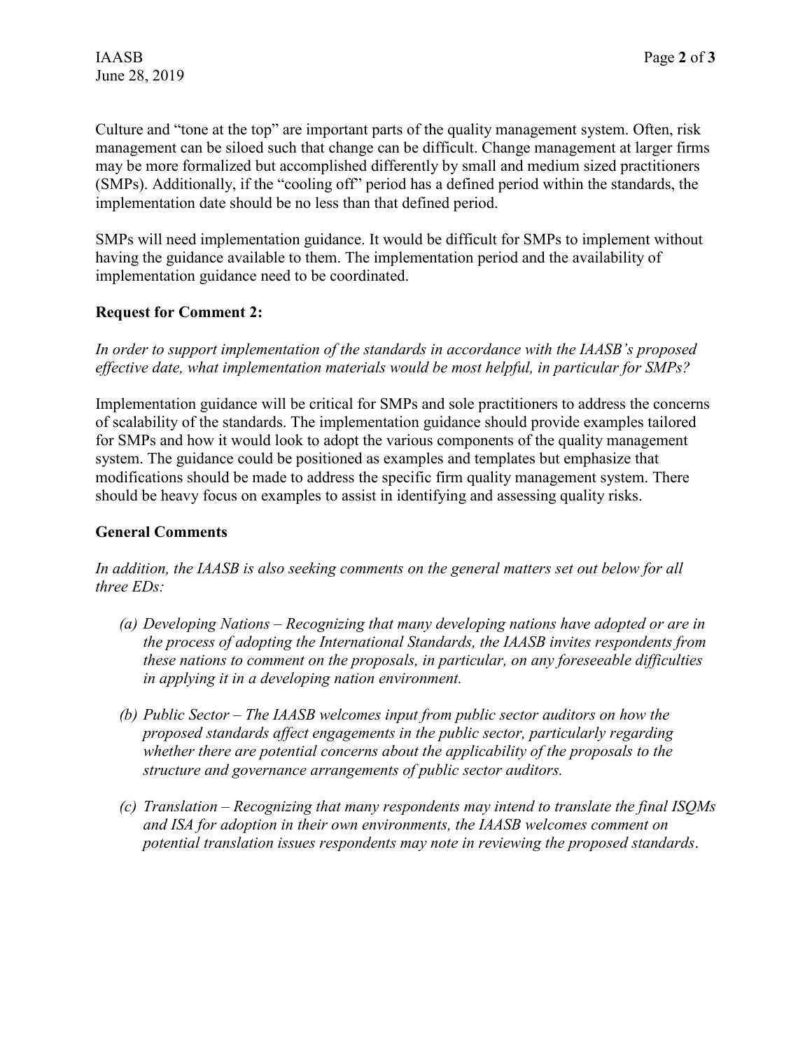Culture and "tone at the top" are important parts of the quality management system. Often, risk management can be siloed such that change can be difficult. Change management at larger firms may be more formalized but accomplished differently by small and medium sized practitioners (SMPs). Additionally, if the "cooling off" period has a defined period within the standards, the implementation date should be no less than that defined period.

SMPs will need implementation guidance. It would be difficult for SMPs to implement without having the guidance available to them. The implementation period and the availability of implementation guidance need to be coordinated.

**Request for Comment 2:**

*In order to support implementation of the standards in accordance with the IAASB's proposed effective date, what implementation materials would be most helpful, in particular for SMPs?*

Implementation guidance will be critical for SMPs and sole practitioners to address the concerns of scalability of the standards. The implementation guidance should provide examples tailored for SMPs and how it would look to adopt the various components of the quality management system. The guidance could be positioned as examples and templates but emphasize that modifications should be made to address the specific firm quality management system. There should be heavy focus on examples to assist in identifying and assessing quality risks.

**General Comments**

*In addition, the IAASB is also seeking comments on the general matters set out below for all three EDs:*

*(a) Developing Nations – Recognizing that many developing nations have adopted or are in the process of adopting the International Standards, the IAASB invites respondents from these nations to comment on the proposals, in particular, on any foreseeable difficulties in applying it in a developing nation environment.*

*(b) Public Sector – The IAASB welcomes input from public sector auditors on how the proposed standards affect engagements in the public sector, particularly regarding whether there are potential concerns about the applicability of the proposals to the structure and governance arrangements of public sector auditors.*

*(c) Translation – Recognizing that many respondents may intend to translate the final ISQMs and ISA for adoption in their own environments, the IAASB welcomes comment on potential translation issues respondents may note in reviewing the proposed standards.*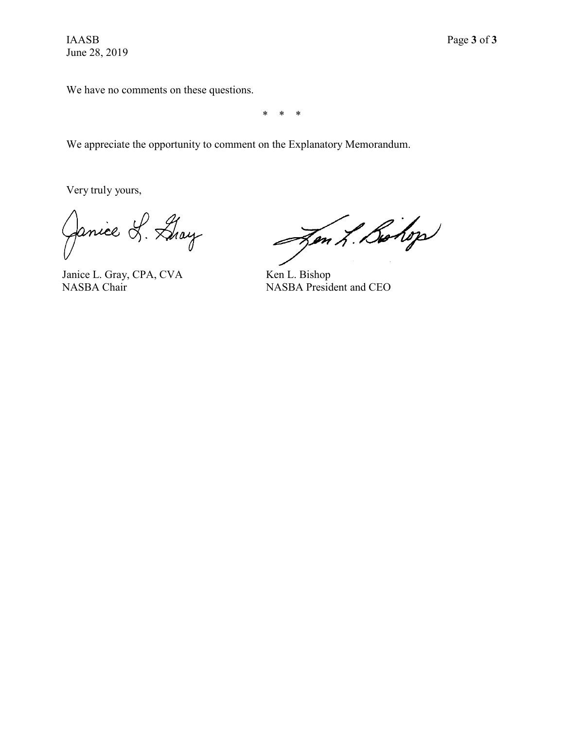We have no comments on these questions.

\* \* \*

We appreciate the opportunity to comment on the Explanatory Memorandum.

Very truly yours,

Janice L. Gray, CPA, CVA
NASBA Chair

Ken L. Bishop
NASBA President and CEO